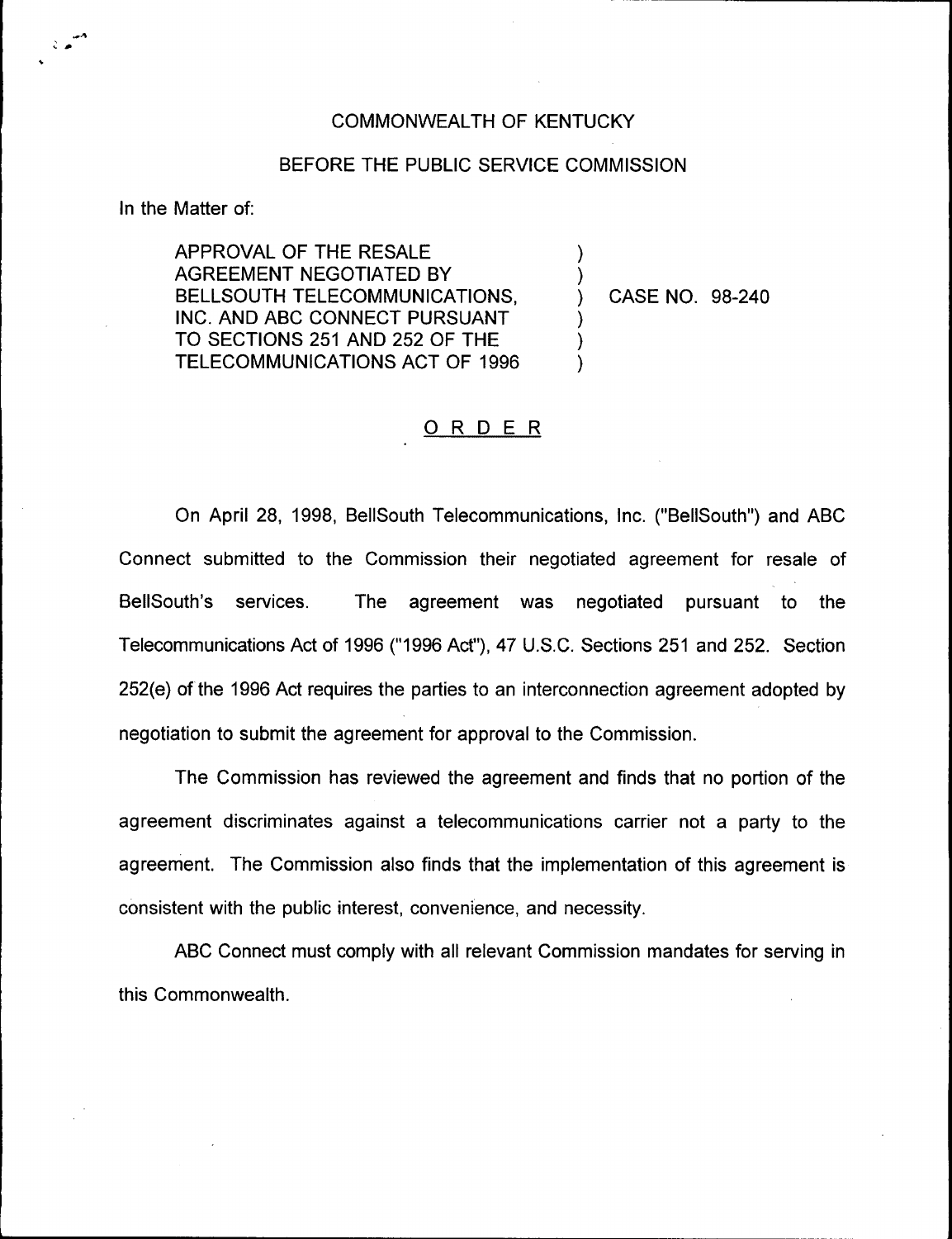COMMONWEALTH OF KENTUCKY

BEFORE THE PUBLIC SERVICE COMMISSION

In the Matter of:

| | | |
|---|---|---|
| APPROVAL OF THE RESALE AGREEMENT NEGOTIATED BY BELLSOUTH TELECOMMUNICATIONS, INC. AND ABC CONNECT PURSUANT TO SECTIONS 251 AND 252 OF THE TELECOMMUNICATIONS ACT OF 1996 | ) | CASE NO. 98-240 |

## ORDER

On April 28, 1998, BellSouth Telecommunications, Inc. ("BellSouth") and ABC Connect submitted to the Commission their negotiated agreement for resale of BellSouth's services. The agreement was negotiated pursuant to the Telecommunications Act of 1996 ("1996 Act"), 47 U.S.C. Sections 251 and 252. Section 252(e) of the 1996 Act requires the parties to an interconnection agreement adopted by negotiation to submit the agreement for approval to the Commission.

The Commission has reviewed the agreement and finds that no portion of the agreement discriminates against a telecommunications carrier not a party to the agreement. The Commission also finds that the implementation of this agreement is consistent with the public interest, convenience, and necessity.

ABC Connect must comply with all relevant Commission mandates for serving in this Commonwealth.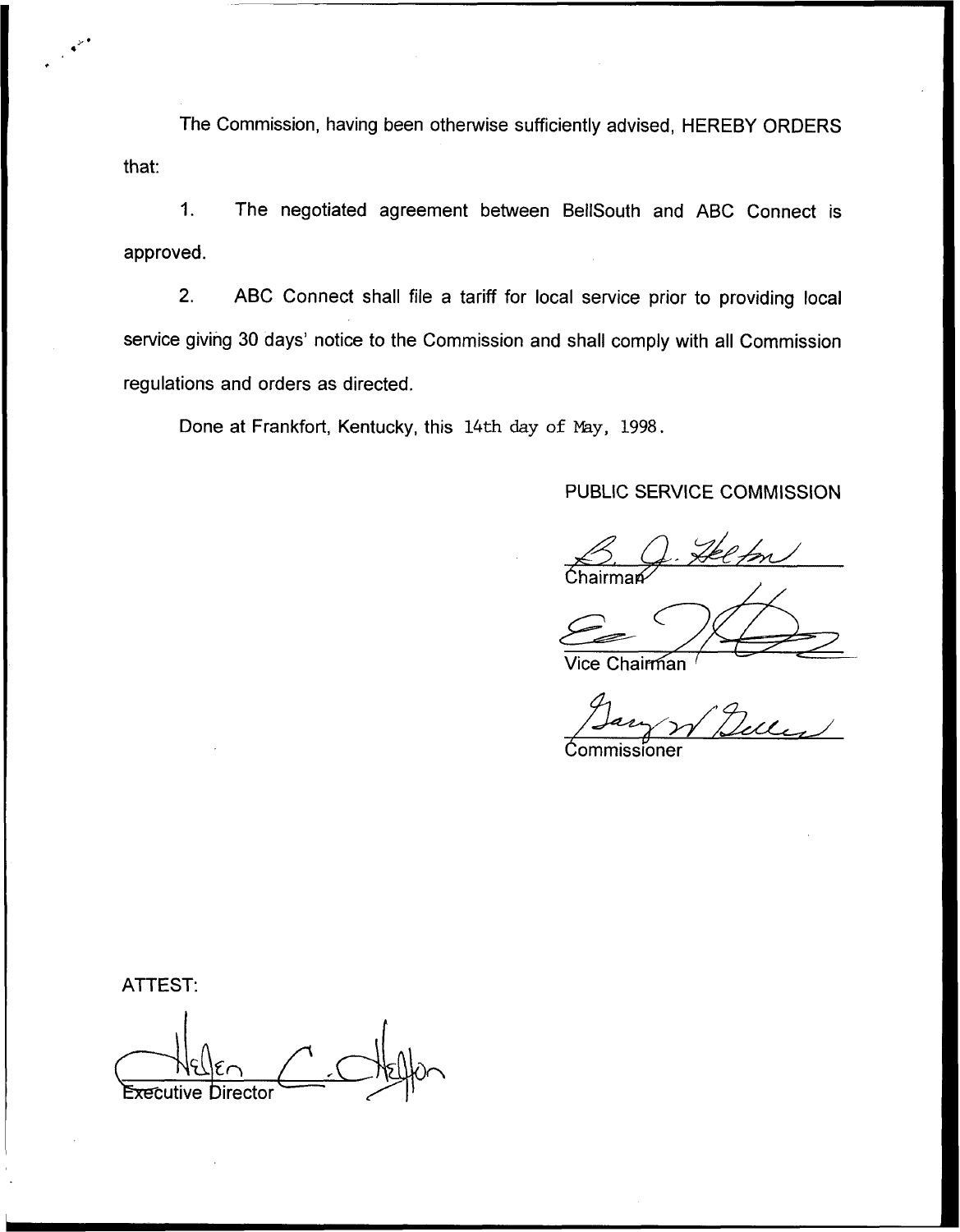The Commission, having been otherwise sufficiently advised, HEREBY ORDERS that:

1. The negotiated agreement between BellSouth and ABC Connect is approved.

2. ABC Connect shall file a tariff for local service prior to providing local service giving 30 days' notice to the Commission and shall comply with all Commission regulations and orders as directed.

Done at Frankfort, Kentucky, this 14th day of May, 1998.

PUBLIC SERVICE COMMISSION

Chairman

Vice Chairman

Commissioner

ATTEST:

Executive Director